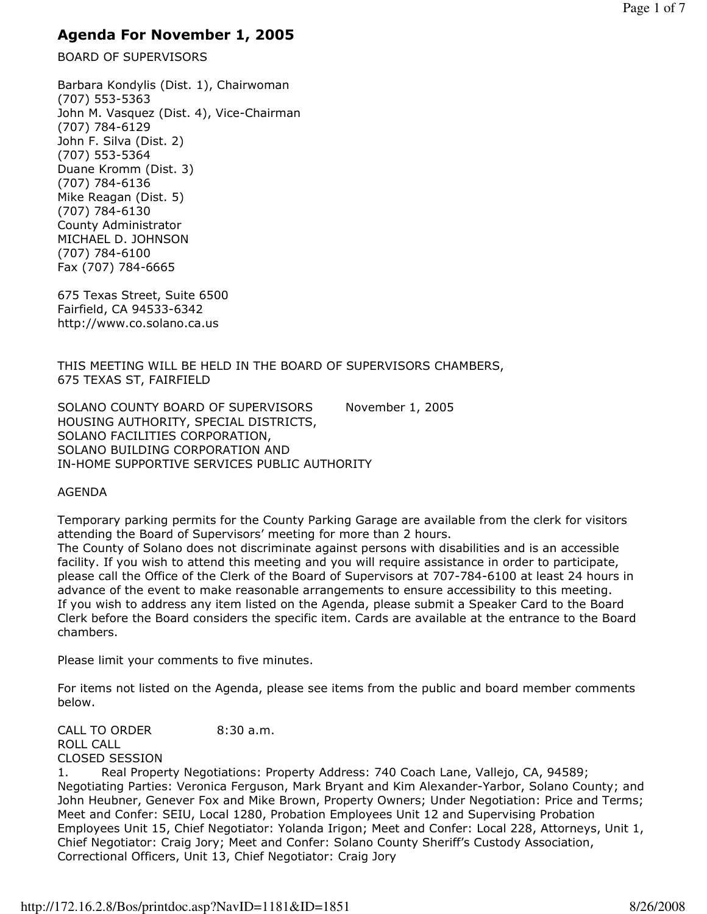# Agenda For November 1, 2005

BOARD OF SUPERVISORS

Barbara Kondylis (Dist. 1), Chairwoman
(707) 553-5363
John M. Vasquez (Dist. 4), Vice-Chairman
(707) 784-6129
John F. Silva (Dist. 2)
(707) 553-5364
Duane Kromm (Dist. 3)
(707) 784-6136
Mike Reagan (Dist. 5)
(707) 784-6130
County Administrator
MICHAEL D. JOHNSON
(707) 784-6100
Fax (707) 784-6665

675 Texas Street, Suite 6500
Fairfield, CA 94533-6342
http://www.co.solano.ca.us

THIS MEETING WILL BE HELD IN THE BOARD OF SUPERVISORS CHAMBERS,
675 TEXAS ST, FAIRFIELD

SOLANO COUNTY BOARD OF SUPERVISORS November 1, 2005
HOUSING AUTHORITY, SPECIAL DISTRICTS,
SOLANO FACILITIES CORPORATION,
SOLANO BUILDING CORPORATION AND
IN-HOME SUPPORTIVE SERVICES PUBLIC AUTHORITY

AGENDA

Temporary parking permits for the County Parking Garage are available from the clerk for visitors attending the Board of Supervisors' meeting for more than 2 hours.
The County of Solano does not discriminate against persons with disabilities and is an accessible facility. If you wish to attend this meeting and you will require assistance in order to participate, please call the Office of the Clerk of the Board of Supervisors at 707-784-6100 at least 24 hours in advance of the event to make reasonable arrangements to ensure accessibility to this meeting.
If you wish to address any item listed on the Agenda, please submit a Speaker Card to the Board Clerk before the Board considers the specific item. Cards are available at the entrance to the Board chambers.

Please limit your comments to five minutes.

For items not listed on the Agenda, please see items from the public and board member comments below.

CALL TO ORDER 8:30 a.m.
ROLL CALL
CLOSED SESSION
1. Real Property Negotiations: Property Address: 740 Coach Lane, Vallejo, CA, 94589; Negotiating Parties: Veronica Ferguson, Mark Bryant and Kim Alexander-Yarbor, Solano County; and John Heubner, Genever Fox and Mike Brown, Property Owners; Under Negotiation: Price and Terms; Meet and Confer: SEIU, Local 1280, Probation Employees Unit 12 and Supervising Probation Employees Unit 15, Chief Negotiator: Yolanda Irigon; Meet and Confer: Local 228, Attorneys, Unit 1, Chief Negotiator: Craig Jory; Meet and Confer: Solano County Sheriff's Custody Association, Correctional Officers, Unit 13, Chief Negotiator: Craig Jory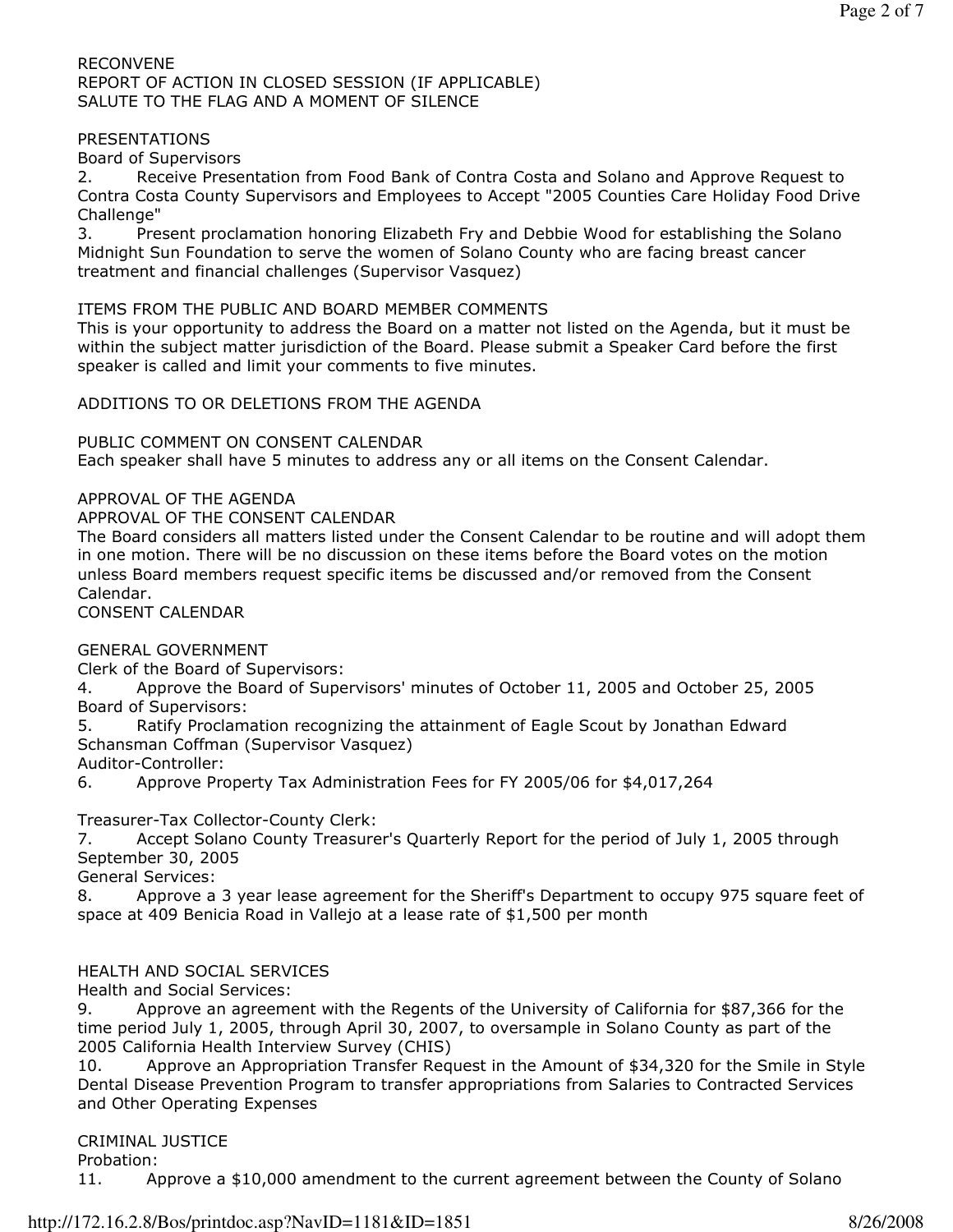RECONVENE
REPORT OF ACTION IN CLOSED SESSION (IF APPLICABLE)
SALUTE TO THE FLAG AND A MOMENT OF SILENCE

PRESENTATIONS

Board of Supervisors

2. Receive Presentation from Food Bank of Contra Costa and Solano and Approve Request to Contra Costa County Supervisors and Employees to Accept "2005 Counties Care Holiday Food Drive Challenge"

3. Present proclamation honoring Elizabeth Fry and Debbie Wood for establishing the Solano Midnight Sun Foundation to serve the women of Solano County who are facing breast cancer treatment and financial challenges (Supervisor Vasquez)

ITEMS FROM THE PUBLIC AND BOARD MEMBER COMMENTS

This is your opportunity to address the Board on a matter not listed on the Agenda, but it must be within the subject matter jurisdiction of the Board. Please submit a Speaker Card before the first speaker is called and limit your comments to five minutes.

ADDITIONS TO OR DELETIONS FROM THE AGENDA

PUBLIC COMMENT ON CONSENT CALENDAR

Each speaker shall have 5 minutes to address any or all items on the Consent Calendar.

APPROVAL OF THE AGENDA

APPROVAL OF THE CONSENT CALENDAR

The Board considers all matters listed under the Consent Calendar to be routine and will adopt them in one motion. There will be no discussion on these items before the Board votes on the motion unless Board members request specific items be discussed and/or removed from the Consent Calendar.

CONSENT CALENDAR

GENERAL GOVERNMENT

Clerk of the Board of Supervisors:

4. Approve the Board of Supervisors' minutes of October 11, 2005 and October 25, 2005

Board of Supervisors:

5. Ratify Proclamation recognizing the attainment of Eagle Scout by Jonathan Edward Schansman Coffman (Supervisor Vasquez)

Auditor-Controller:

6. Approve Property Tax Administration Fees for FY 2005/06 for $4,017,264

Treasurer-Tax Collector-County Clerk:

7. Accept Solano County Treasurer's Quarterly Report for the period of July 1, 2005 through September 30, 2005

General Services:

8. Approve a 3 year lease agreement for the Sheriff's Department to occupy 975 square feet of space at 409 Benicia Road in Vallejo at a lease rate of $1,500 per month

HEALTH AND SOCIAL SERVICES

Health and Social Services:

9. Approve an agreement with the Regents of the University of California for $87,366 for the time period July 1, 2005, through April 30, 2007, to oversample in Solano County as part of the 2005 California Health Interview Survey (CHIS)

10. Approve an Appropriation Transfer Request in the Amount of $34,320 for the Smile in Style Dental Disease Prevention Program to transfer appropriations from Salaries to Contracted Services and Other Operating Expenses

CRIMINAL JUSTICE

Probation:

11. Approve a $10,000 amendment to the current agreement between the County of Solano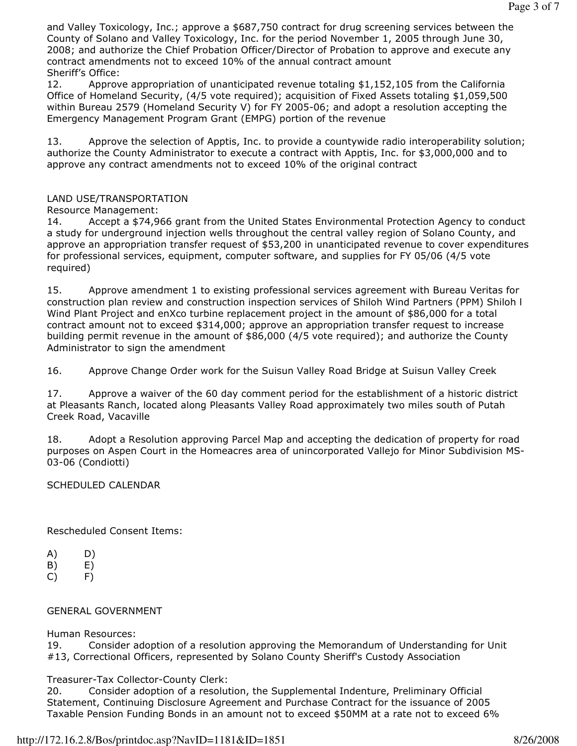and Valley Toxicology, Inc.; approve a $687,750 contract for drug screening services between the County of Solano and Valley Toxicology, Inc. for the period November 1, 2005 through June 30, 2008; and authorize the Chief Probation Officer/Director of Probation to approve and execute any contract amendments not to exceed 10% of the annual contract amount

Sheriff's Office:

12. Approve appropriation of unanticipated revenue totaling $1,152,105 from the California Office of Homeland Security, (4/5 vote required); acquisition of Fixed Assets totaling $1,059,500 within Bureau 2579 (Homeland Security V) for FY 2005-06; and adopt a resolution accepting the Emergency Management Program Grant (EMPG) portion of the revenue

13. Approve the selection of Apptis, Inc. to provide a countywide radio interoperability solution; authorize the County Administrator to execute a contract with Apptis, Inc. for $3,000,000 and to approve any contract amendments not to exceed 10% of the original contract

LAND USE/TRANSPORTATION

Resource Management:

14. Accept a $74,966 grant from the United States Environmental Protection Agency to conduct a study for underground injection wells throughout the central valley region of Solano County, and approve an appropriation transfer request of $53,200 in unanticipated revenue to cover expenditures for professional services, equipment, computer software, and supplies for FY 05/06 (4/5 vote required)

15. Approve amendment 1 to existing professional services agreement with Bureau Veritas for construction plan review and construction inspection services of Shiloh Wind Partners (PPM) Shiloh l Wind Plant Project and enXco turbine replacement project in the amount of $86,000 for a total contract amount not to exceed $314,000; approve an appropriation transfer request to increase building permit revenue in the amount of $86,000 (4/5 vote required); and authorize the County Administrator to sign the amendment

16. Approve Change Order work for the Suisun Valley Road Bridge at Suisun Valley Creek

17. Approve a waiver of the 60 day comment period for the establishment of a historic district at Pleasants Ranch, located along Pleasants Valley Road approximately two miles south of Putah Creek Road, Vacaville

18. Adopt a Resolution approving Parcel Map and accepting the dedication of property for road purposes on Aspen Court in the Homeacres area of unincorporated Vallejo for Minor Subdivision MS-03-06 (Condiotti)

SCHEDULED CALENDAR

Rescheduled Consent Items:

A) D)
B) E)
C) F)

GENERAL GOVERNMENT

Human Resources:

19. Consider adoption of a resolution approving the Memorandum of Understanding for Unit #13, Correctional Officers, represented by Solano County Sheriff's Custody Association

Treasurer-Tax Collector-County Clerk:

20. Consider adoption of a resolution, the Supplemental Indenture, Preliminary Official Statement, Continuing Disclosure Agreement and Purchase Contract for the issuance of 2005 Taxable Pension Funding Bonds in an amount not to exceed $50MM at a rate not to exceed 6%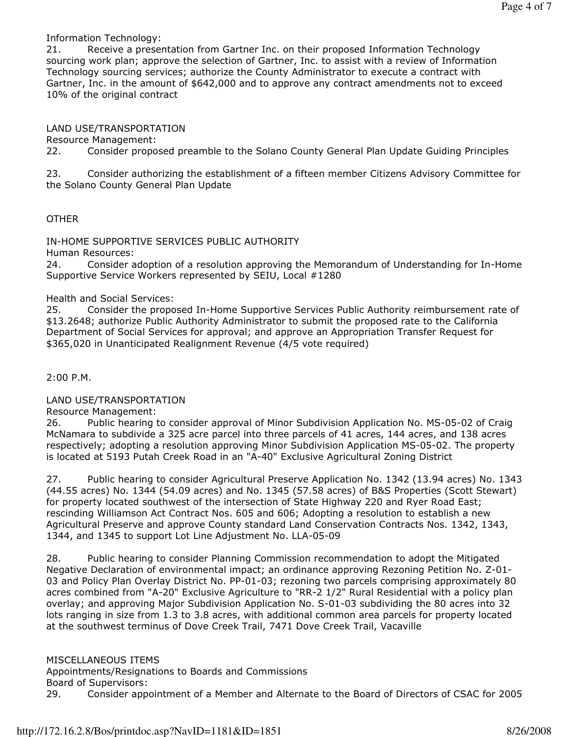Information Technology:

21. Receive a presentation from Gartner Inc. on their proposed Information Technology sourcing work plan; approve the selection of Gartner, Inc. to assist with a review of Information Technology sourcing services; authorize the County Administrator to execute a contract with Gartner, Inc. in the amount of $642,000 and to approve any contract amendments not to exceed 10% of the original contract

LAND USE/TRANSPORTATION

Resource Management:

22. Consider proposed preamble to the Solano County General Plan Update Guiding Principles

23. Consider authorizing the establishment of a fifteen member Citizens Advisory Committee for the Solano County General Plan Update

OTHER

IN-HOME SUPPORTIVE SERVICES PUBLIC AUTHORITY

Human Resources:

24. Consider adoption of a resolution approving the Memorandum of Understanding for In-Home Supportive Service Workers represented by SEIU, Local #1280

Health and Social Services:

25. Consider the proposed In-Home Supportive Services Public Authority reimbursement rate of $13.2648; authorize Public Authority Administrator to submit the proposed rate to the California Department of Social Services for approval; and approve an Appropriation Transfer Request for $365,020 in Unanticipated Realignment Revenue (4/5 vote required)

2:00 P.M.

LAND USE/TRANSPORTATION

Resource Management:

26. Public hearing to consider approval of Minor Subdivision Application No. MS-05-02 of Craig McNamara to subdivide a 325 acre parcel into three parcels of 41 acres, 144 acres, and 138 acres respectively; adopting a resolution approving Minor Subdivision Application MS-05-02. The property is located at 5193 Putah Creek Road in an "A-40" Exclusive Agricultural Zoning District

27. Public hearing to consider Agricultural Preserve Application No. 1342 (13.94 acres) No. 1343 (44.55 acres) No. 1344 (54.09 acres) and No. 1345 (57.58 acres) of B&S Properties (Scott Stewart) for property located southwest of the intersection of State Highway 220 and Ryer Road East; rescinding Williamson Act Contract Nos. 605 and 606; Adopting a resolution to establish a new Agricultural Preserve and approve County standard Land Conservation Contracts Nos. 1342, 1343, 1344, and 1345 to support Lot Line Adjustment No. LLA-05-09

28. Public hearing to consider Planning Commission recommendation to adopt the Mitigated Negative Declaration of environmental impact; an ordinance approving Rezoning Petition No. Z-01-03 and Policy Plan Overlay District No. PP-01-03; rezoning two parcels comprising approximately 80 acres combined from "A-20" Exclusive Agriculture to "RR-2 1/2" Rural Residential with a policy plan overlay; and approving Major Subdivision Application No. S-01-03 subdividing the 80 acres into 32 lots ranging in size from 1.3 to 3.8 acres, with additional common area parcels for property located at the southwest terminus of Dove Creek Trail, 7471 Dove Creek Trail, Vacaville

MISCELLANEOUS ITEMS

Appointments/Resignations to Boards and Commissions

Board of Supervisors:

29. Consider appointment of a Member and Alternate to the Board of Directors of CSAC for 2005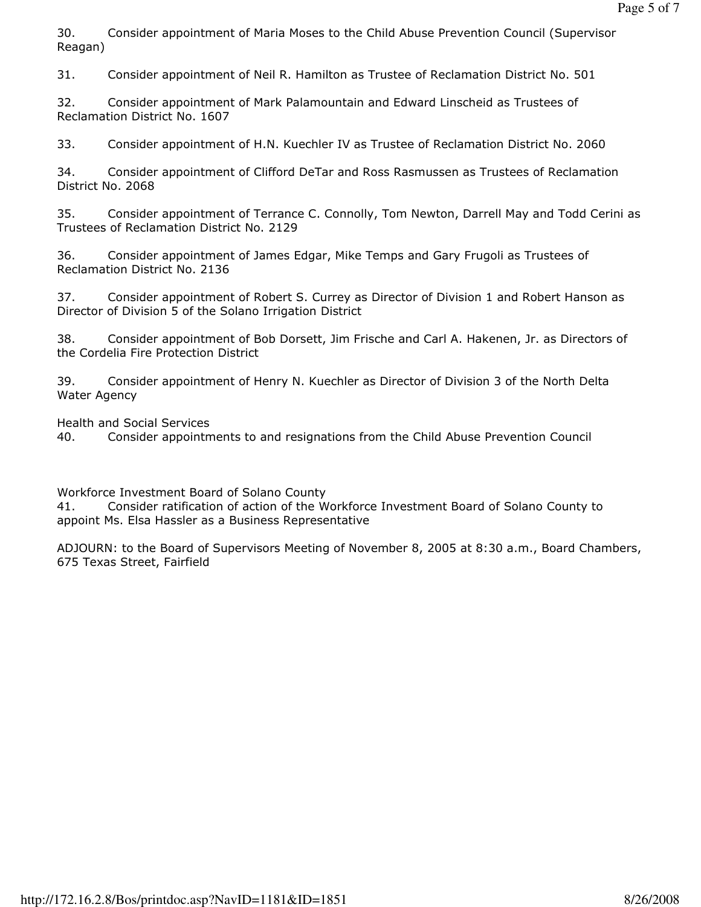30. Consider appointment of Maria Moses to the Child Abuse Prevention Council (Supervisor Reagan)

31. Consider appointment of Neil R. Hamilton as Trustee of Reclamation District No. 501

32. Consider appointment of Mark Palamountain and Edward Linscheid as Trustees of Reclamation District No. 1607

33. Consider appointment of H.N. Kuechler IV as Trustee of Reclamation District No. 2060

34. Consider appointment of Clifford DeTar and Ross Rasmussen as Trustees of Reclamation District No. 2068

35. Consider appointment of Terrance C. Connolly, Tom Newton, Darrell May and Todd Cerini as Trustees of Reclamation District No. 2129

36. Consider appointment of James Edgar, Mike Temps and Gary Frugoli as Trustees of Reclamation District No. 2136

37. Consider appointment of Robert S. Currey as Director of Division 1 and Robert Hanson as Director of Division 5 of the Solano Irrigation District

38. Consider appointment of Bob Dorsett, Jim Frische and Carl A. Hakenen, Jr. as Directors of the Cordelia Fire Protection District

39. Consider appointment of Henry N. Kuechler as Director of Division 3 of the North Delta Water Agency

Health and Social Services

40. Consider appointments to and resignations from the Child Abuse Prevention Council

Workforce Investment Board of Solano County

41. Consider ratification of action of the Workforce Investment Board of Solano County to appoint Ms. Elsa Hassler as a Business Representative

ADJOURN: to the Board of Supervisors Meeting of November 8, 2005 at 8:30 a.m., Board Chambers, 675 Texas Street, Fairfield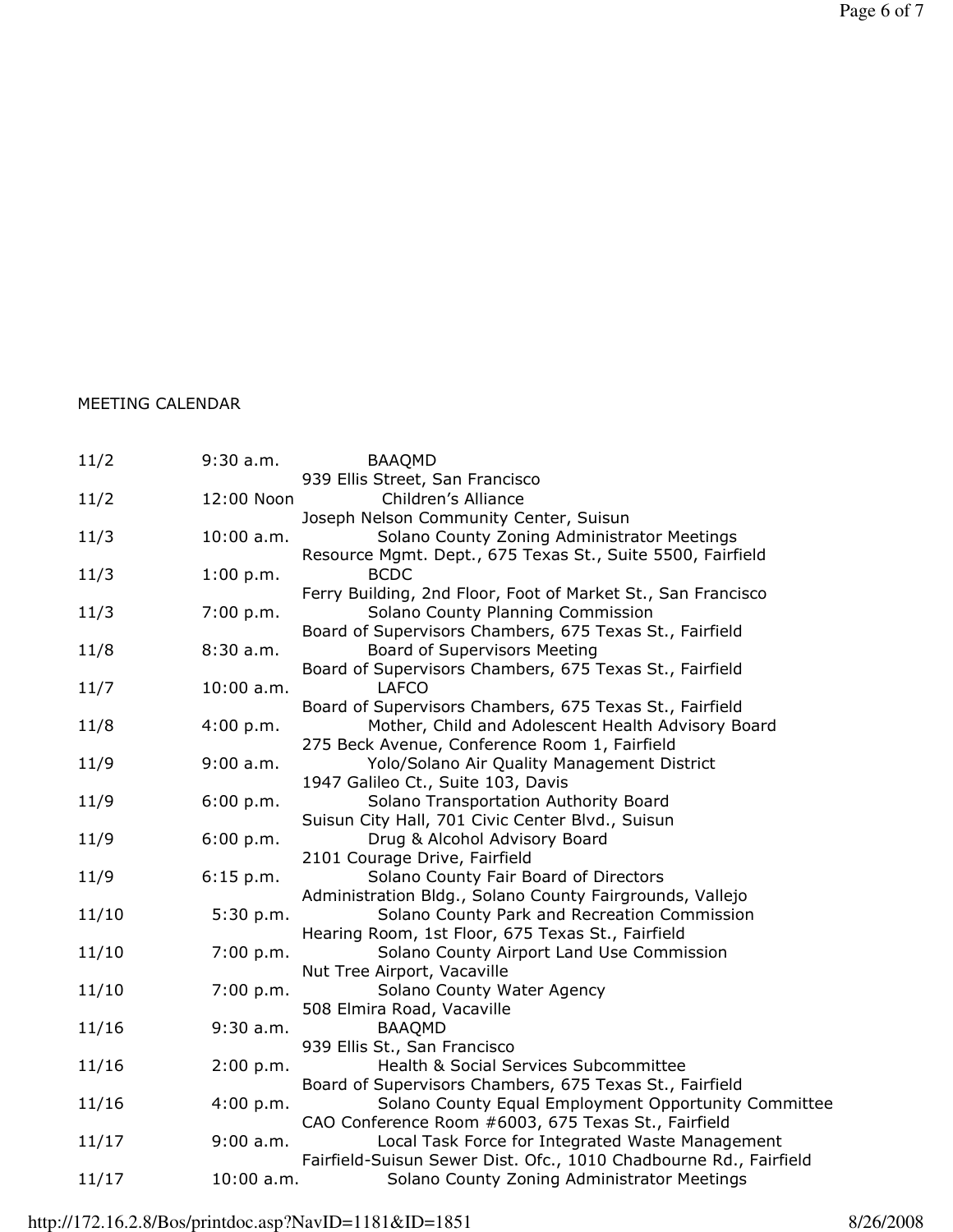MEETING CALENDAR

| Date | Time | Meeting / Location |
|---|---|---|
| 11/2 | 9:30 a.m. | BAAQMD<br>939 Ellis Street, San Francisco |
| 11/2 | 12:00 Noon | Children's Alliance<br>Joseph Nelson Community Center, Suisun |
| 11/3 | 10:00 a.m. | Solano County Zoning Administrator Meetings<br>Resource Mgmt. Dept., 675 Texas St., Suite 5500, Fairfield |
| 11/3 | 1:00 p.m. | BCDC<br>Ferry Building, 2nd Floor, Foot of Market St., San Francisco |
| 11/3 | 7:00 p.m. | Solano County Planning Commission<br>Board of Supervisors Chambers, 675 Texas St., Fairfield |
| 11/8 | 8:30 a.m. | Board of Supervisors Meeting<br>Board of Supervisors Chambers, 675 Texas St., Fairfield |
| 11/7 | 10:00 a.m. | LAFCO<br>Board of Supervisors Chambers, 675 Texas St., Fairfield |
| 11/8 | 4:00 p.m. | Mother, Child and Adolescent Health Advisory Board<br>275 Beck Avenue, Conference Room 1, Fairfield |
| 11/9 | 9:00 a.m. | Yolo/Solano Air Quality Management District<br>1947 Galileo Ct., Suite 103, Davis |
| 11/9 | 6:00 p.m. | Solano Transportation Authority Board<br>Suisun City Hall, 701 Civic Center Blvd., Suisun |
| 11/9 | 6:00 p.m. | Drug & Alcohol Advisory Board<br>2101 Courage Drive, Fairfield |
| 11/9 | 6:15 p.m. | Solano County Fair Board of Directors<br>Administration Bldg., Solano County Fairgrounds, Vallejo |
| 11/10 | 5:30 p.m. | Solano County Park and Recreation Commission<br>Hearing Room, 1st Floor, 675 Texas St., Fairfield |
| 11/10 | 7:00 p.m. | Solano County Airport Land Use Commission<br>Nut Tree Airport, Vacaville |
| 11/10 | 7:00 p.m. | Solano County Water Agency<br>508 Elmira Road, Vacaville |
| 11/16 | 9:30 a.m. | BAAQMD<br>939 Ellis St., San Francisco |
| 11/16 | 2:00 p.m. | Health & Social Services Subcommittee<br>Board of Supervisors Chambers, 675 Texas St., Fairfield |
| 11/16 | 4:00 p.m. | Solano County Equal Employment Opportunity Committee<br>CAO Conference Room #6003, 675 Texas St., Fairfield |
| 11/17 | 9:00 a.m. | Local Task Force for Integrated Waste Management<br>Fairfield-Suisun Sewer Dist. Ofc., 1010 Chadbourne Rd., Fairfield |
| 11/17 | 10:00 a.m. | Solano County Zoning Administrator Meetings |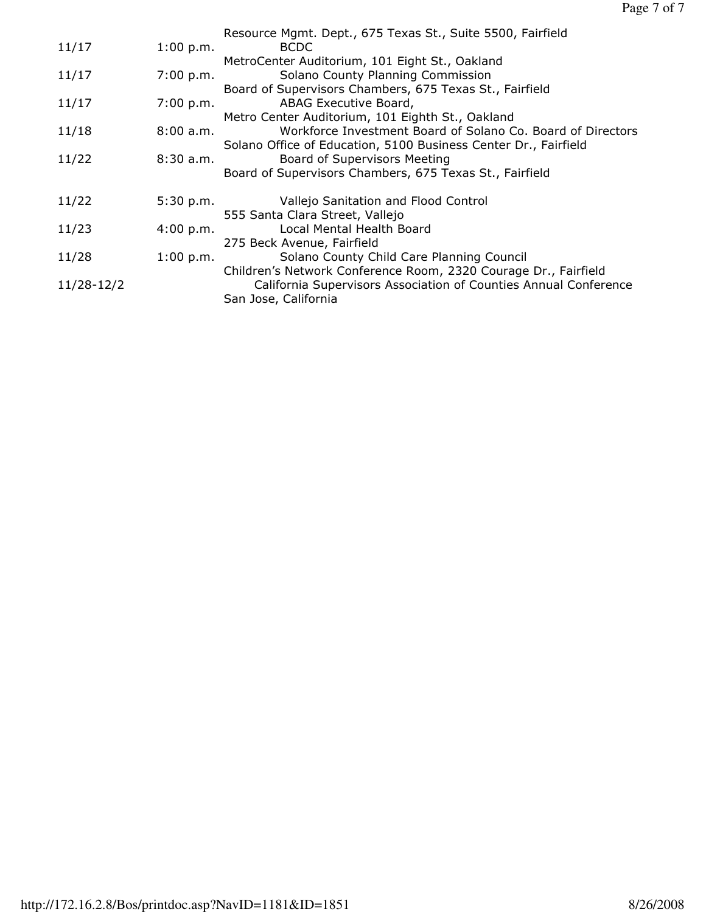| | | |
|---|---|---|
| | | Resource Mgmt. Dept., 675 Texas St., Suite 5500, Fairfield |
| 11/17 | 1:00 p.m. | BCDC |
| | | MetroCenter Auditorium, 101 Eight St., Oakland |
| 11/17 | 7:00 p.m. | Solano County Planning Commission |
| | | Board of Supervisors Chambers, 675 Texas St., Fairfield |
| 11/17 | 7:00 p.m. | ABAG Executive Board, |
| | | Metro Center Auditorium, 101 Eighth St., Oakland |
| 11/18 | 8:00 a.m. | Workforce Investment Board of Solano Co. Board of Directors |
| | | Solano Office of Education, 5100 Business Center Dr., Fairfield |
| 11/22 | 8:30 a.m. | Board of Supervisors Meeting |
| | | Board of Supervisors Chambers, 675 Texas St., Fairfield |
| 11/22 | 5:30 p.m. | Vallejo Sanitation and Flood Control |
| | | 555 Santa Clara Street, Vallejo |
| 11/23 | 4:00 p.m. | Local Mental Health Board |
| | | 275 Beck Avenue, Fairfield |
| 11/28 | 1:00 p.m. | Solano County Child Care Planning Council |
| | | Children's Network Conference Room, 2320 Courage Dr., Fairfield |
| 11/28-12/2 | | California Supervisors Association of Counties Annual Conference |
| | | San Jose, California |

http://172.16.2.8/Bos/printdoc.asp?NavID=1181&ID=1851 8/26/2008